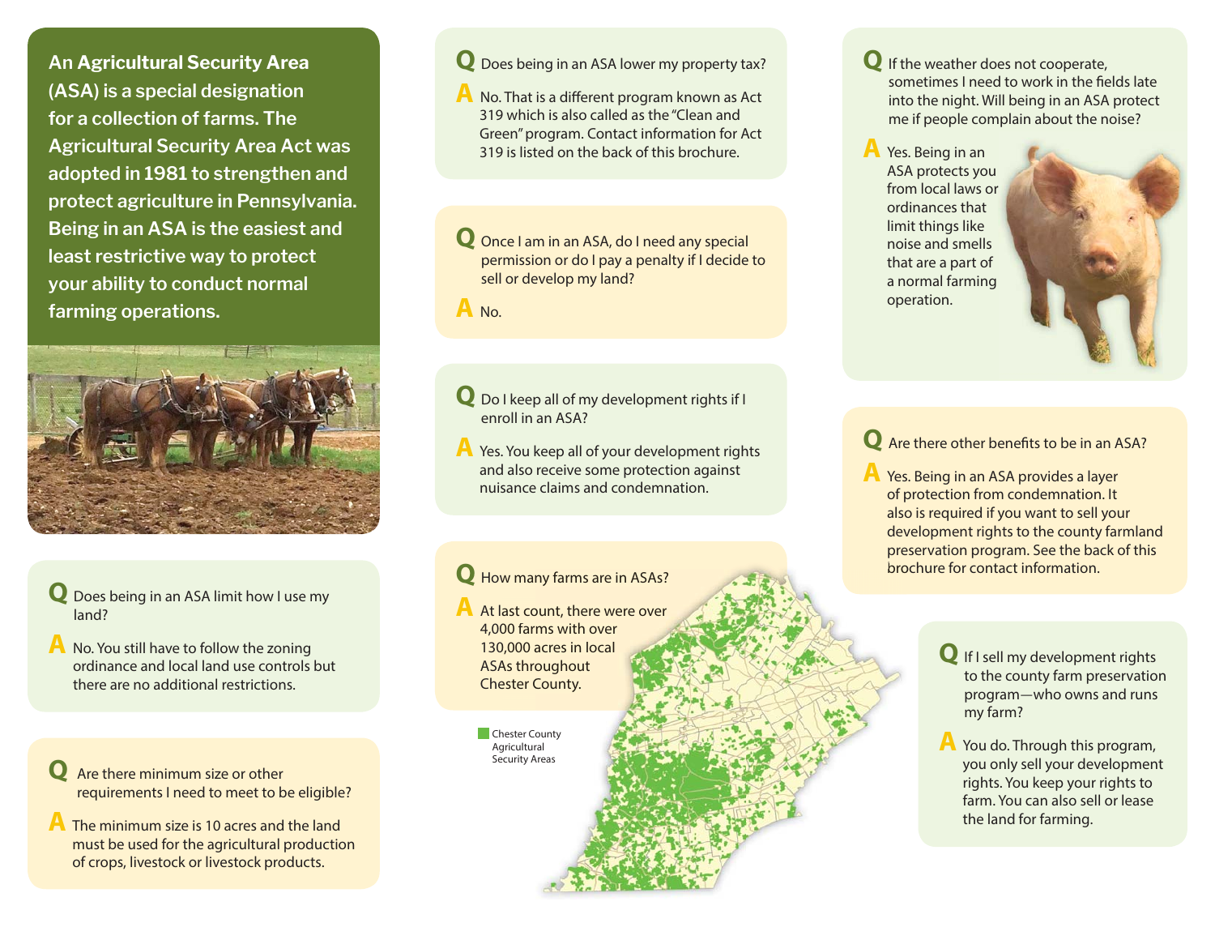**An Agricultural Security Area (ASA) is a special designation for a collection of farms. The Agricultural Security Area Act was adopted in 1981 to strengthen and protect agriculture in Pennsylvania. Being in an ASA is the easiest and least restrictive way to protect your ability to conduct normal farming operations.**

**Q** Does being in an ASA limit how I use my land?

**A** No. You still have to follow the zoning ordinance and local land use controls but there are no additional restrictions.

**Q** Are there minimum size or other requirements I need to meet to be eligible?

**A** The minimum size is 10 acres and the land must be used for the agricultural production of crops, livestock or livestock products.

**Q** Does being in an ASA lower my property tax?

**A** No. That is a different program known as Act 319 which is also called as the "Clean and Green" program. Contact information for Act 319 is listed on the back of this brochure.

**Q** Once I am in an ASA, do I need any special permission or do I pay a penalty if I decide to sell or develop my land?

**A** No.

**Q** Do I keep all of my development rights if I enroll in an ASA?

**A** Yes. You keep all of your development rights and also receive some protection against nuisance claims and condemnation.

**Q** How many farms are in ASAs?

**A** At last count, there were over 4,000 farms with over 130,000 acres in local ASAs throughout Chester County.

Chester County Agricultural Security Areas

**Q** If the weather does not cooperate, sometimes I need to work in the fields late into the night. Will being in an ASA protect me if people complain about the noise?

**A** Yes. Being in an ASA protects you from local laws or ordinances that limit things like noise and smells that are a part of a normal farming operation.

**Q** Are there other benefits to be in an ASA?

**A** Yes. Being in an ASA provides a layer of protection from condemnation. It also is required if you want to sell your development rights to the county farmland preservation program. See the back of this brochure for contact information.

**Q** If I sell my development rights to the county farm preservation program—who owns and runs my farm?

**A** You do. Through this program, you only sell your development rights. You keep your rights to farm. You can also sell or lease the land for farming.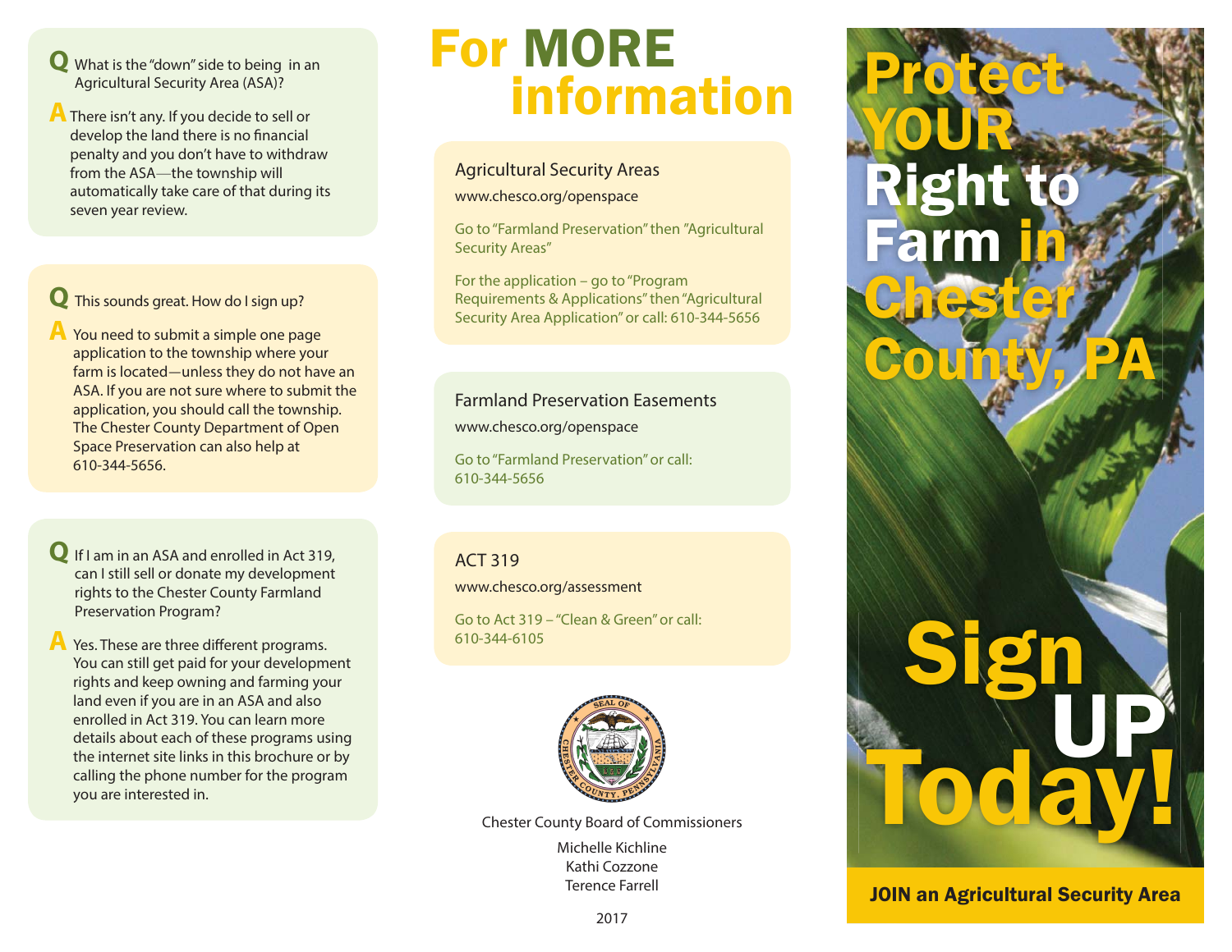**Q** What is the "down" side to being in an Agricultural Security Area (ASA)?

**A** There isn't any. If you decide to sell or develop the land there is no financial penalty and you don't have to withdraw from the ASA—the township will automatically take care of that during its seven year review.

**Q** This sounds great. How do I sign up?

**A** You need to submit a simple one page application to the township where your farm is located—unless they do not have an ASA. If you are not sure where to submit the application, you should call the township. The Chester County Department of Open Space Preservation can also help at 610-344-5656.

**Q** If I am in an ASA and enrolled in Act 319, can I still sell or donate my development rights to the Chester County Farmland Preservation Program?

**A** Yes. These are three different programs. You can still get paid for your development rights and keep owning and farming your land even if you are in an ASA and also enrolled in Act 319. You can learn more details about each of these programs using the internet site links in this brochure or by calling the phone number for the program you are interested in.

# For MORE information

## Agricultural Security Areas

www.chesco.org/openspace

Go to "Farmland Preservation" then "Agricultural Security Areas"

For the application – go to "Program Requirements & Applications" then "Agricultural Security Area Application" or call: 610-344-5656

## Farmland Preservation Easements

www.chesco.org/openspace

Go to "Farmland Preservation" or call: 610-344-5656

## ACT 319

www.chesco.org/assessment

Go to Act 319 – "Clean & Green" or call: 610-344-6105

Chester County Board of Commissioners

Michelle Kichline
Kathi Cozzone
Terence Farrell

2017

# Protect YOUR Right to Farm in Chester County, PA

# Sign UP Today!

**JOIN an Agricultural Security Area**